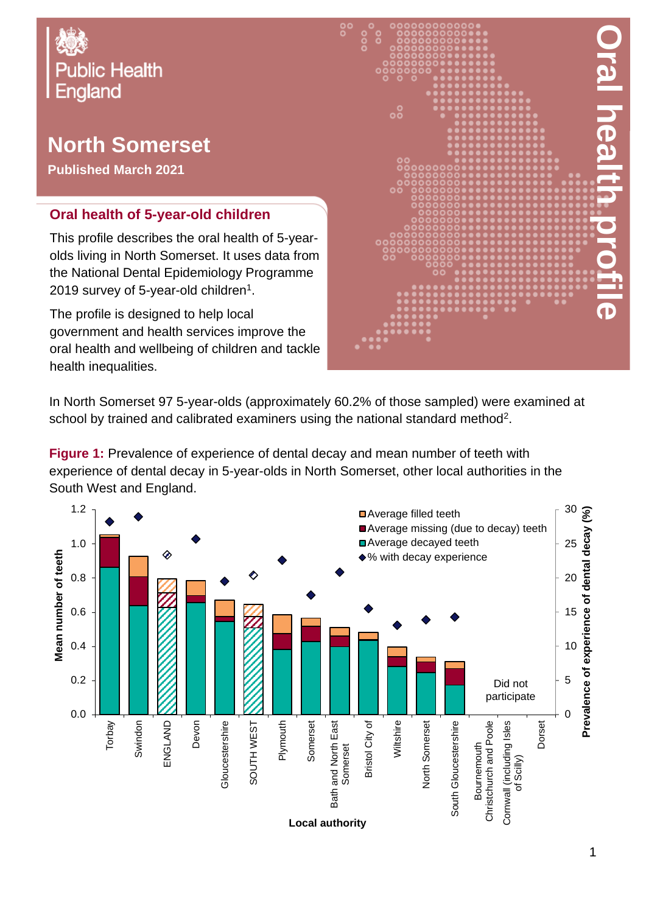Public Health England

# North Somerset

**Published March 2021**

# Oral health profile

## Oral health of 5-year-old children

This profile describes the oral health of 5-year-olds living in North Somerset. It uses data from the National Dental Epidemiology Programme 2019 survey of 5-year-old children[1].

The profile is designed to help local government and health services improve the oral health and wellbeing of children and tackle health inequalities.

In North Somerset 97 5-year-olds (approximately 60.2% of those sampled) were examined at school by trained and calibrated examiners using the national standard method[2].

**Figure 1:** Prevalence of experience of dental decay and mean number of teeth with experience of dental decay in 5-year-olds in North Somerset, other local authorities in the South West and England.

Legend: Average filled teeth; Average missing (due to decay) teeth; Average decayed teeth; % with decay experience

Left axis: Mean number of teeth (0.0–1.2). Right axis: Prevalence of experience of dental decay (%) (0–30). X axis: Local authority.

Local authorities shown: Torbay, Swindon, ENGLAND, Devon, Gloucestershire, SOUTH WEST, Plymouth, Somerset, Bath and North East Somerset, Bristol City of, Wiltshire, North Somerset, South Gloucestershire, Bournemouth Christchurch and Poole, Cornwall (including Isles of Scilly), Dorset.

Did not participate: Bournemouth Christchurch and Poole, Cornwall (including Isles of Scilly), Dorset.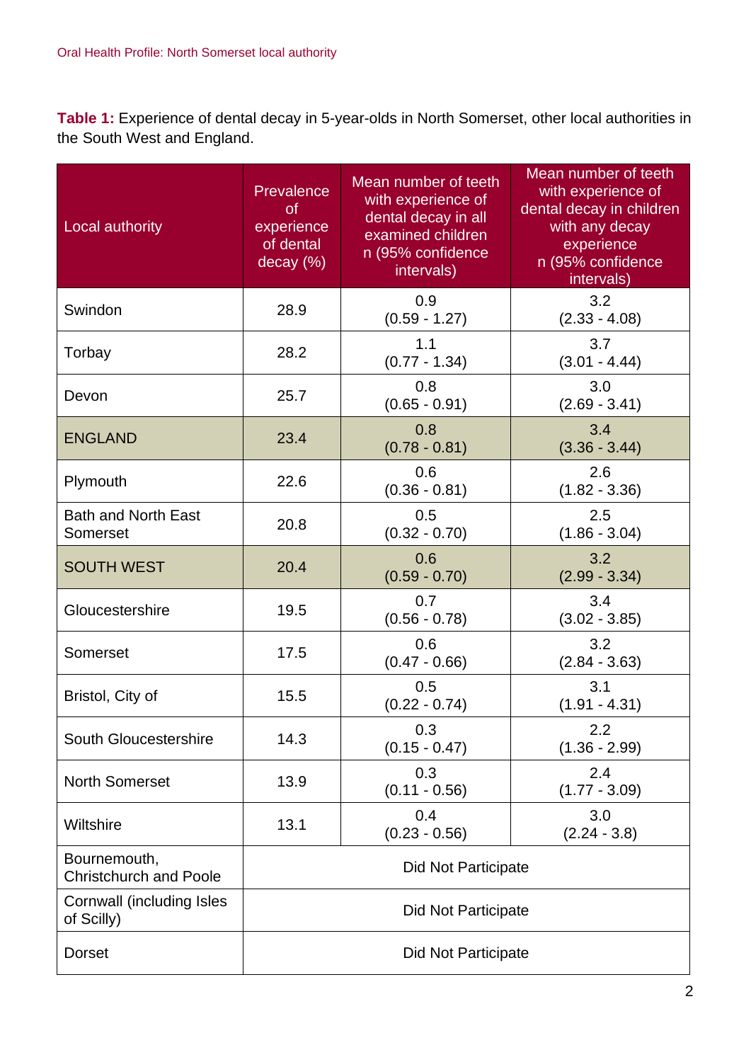**Table 1:** Experience of dental decay in 5-year-olds in North Somerset, other local authorities in the South West and England.

| Local authority | Prevalence of experience of dental decay (%) | Mean number of teeth with experience of dental decay in all examined children n (95% confidence intervals) | Mean number of teeth with experience of dental decay in children with any decay experience n (95% confidence intervals) |
|---|---|---|---|
| Swindon | 28.9 | 0.9 (0.59 - 1.27) | 3.2 (2.33 - 4.08) |
| Torbay | 28.2 | 1.1 (0.77 - 1.34) | 3.7 (3.01 - 4.44) |
| Devon | 25.7 | 0.8 (0.65 - 0.91) | 3.0 (2.69 - 3.41) |
| ENGLAND | 23.4 | 0.8 (0.78 - 0.81) | 3.4 (3.36 - 3.44) |
| Plymouth | 22.6 | 0.6 (0.36 - 0.81) | 2.6 (1.82 - 3.36) |
| Bath and North East Somerset | 20.8 | 0.5 (0.32 - 0.70) | 2.5 (1.86 - 3.04) |
| SOUTH WEST | 20.4 | 0.6 (0.59 - 0.70) | 3.2 (2.99 - 3.34) |
| Gloucestershire | 19.5 | 0.7 (0.56 - 0.78) | 3.4 (3.02 - 3.85) |
| Somerset | 17.5 | 0.6 (0.47 - 0.66) | 3.2 (2.84 - 3.63) |
| Bristol, City of | 15.5 | 0.5 (0.22 - 0.74) | 3.1 (1.91 - 4.31) |
| South Gloucestershire | 14.3 | 0.3 (0.15 - 0.47) | 2.2 (1.36 - 2.99) |
| North Somerset | 13.9 | 0.3 (0.11 - 0.56) | 2.4 (1.77 - 3.09) |
| Wiltshire | 13.1 | 0.4 (0.23 - 0.56) | 3.0 (2.24 - 3.8) |
| Bournemouth, Christchurch and Poole | Did Not Participate | | |
| Cornwall (including Isles of Scilly) | Did Not Participate | | |
| Dorset | Did Not Participate | | |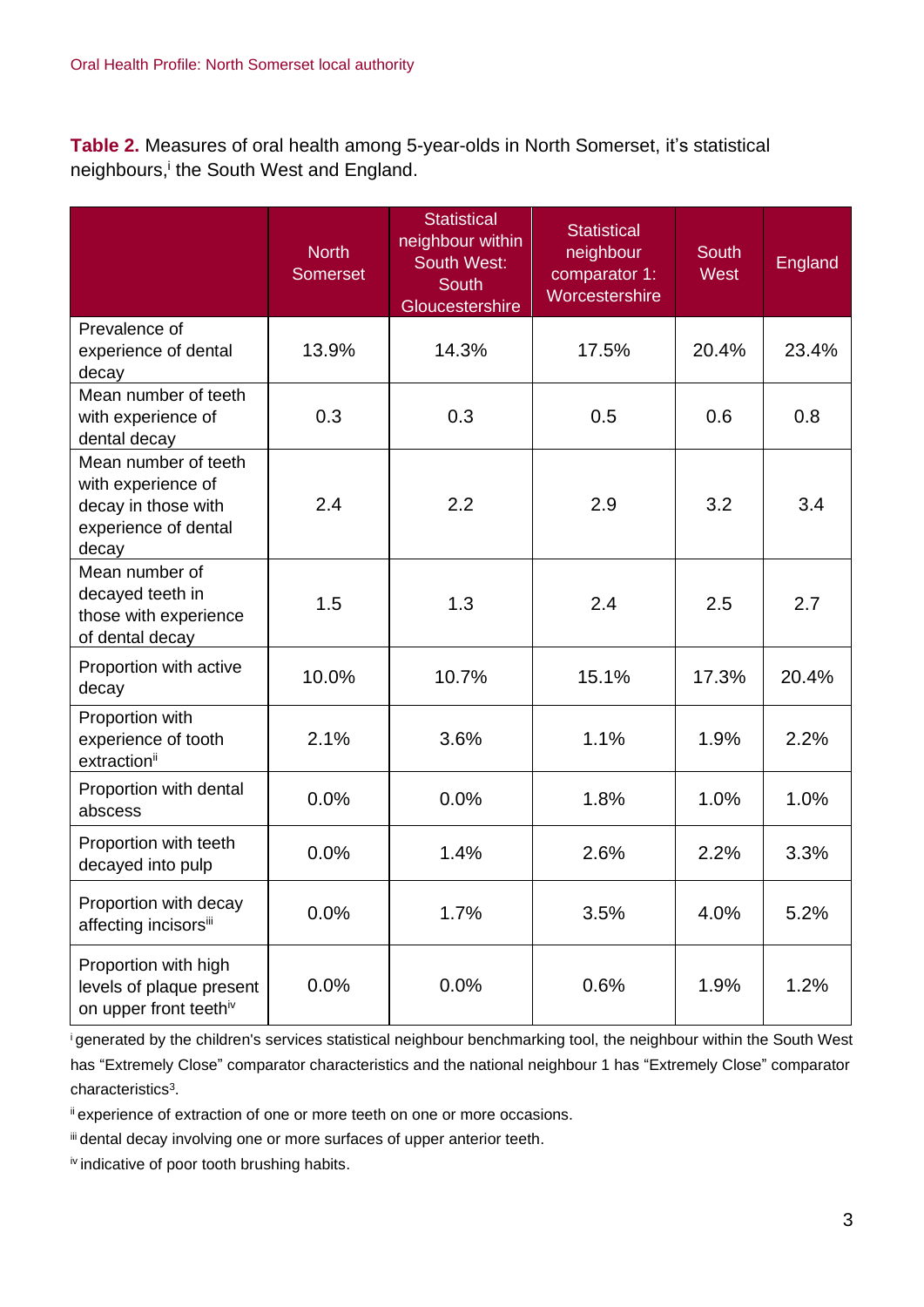**Table 2.** Measures of oral health among 5-year-olds in North Somerset, it's statistical neighbours,[i] the South West and England.

| | North Somerset | Statistical neighbour within South West: South Gloucestershire | Statistical neighbour comparator 1: Worcestershire | South West | England |
|---|---|---|---|---|---|
| Prevalence of experience of dental decay | 13.9% | 14.3% | 17.5% | 20.4% | 23.4% |
| Mean number of teeth with experience of dental decay | 0.3 | 0.3 | 0.5 | 0.6 | 0.8 |
| Mean number of teeth with experience of decay in those with experience of dental decay | 2.4 | 2.2 | 2.9 | 3.2 | 3.4 |
| Mean number of decayed teeth in those with experience of dental decay | 1.5 | 1.3 | 2.4 | 2.5 | 2.7 |
| Proportion with active decay | 10.0% | 10.7% | 15.1% | 17.3% | 20.4% |
| Proportion with experience of tooth extraction[ii] | 2.1% | 3.6% | 1.1% | 1.9% | 2.2% |
| Proportion with dental abscess | 0.0% | 0.0% | 1.8% | 1.0% | 1.0% |
| Proportion with teeth decayed into pulp | 0.0% | 1.4% | 2.6% | 2.2% | 3.3% |
| Proportion with decay affecting incisors[iii] | 0.0% | 1.7% | 3.5% | 4.0% | 5.2% |
| Proportion with high levels of plaque present on upper front teeth[iv] | 0.0% | 0.0% | 0.6% | 1.9% | 1.2% |

[i] generated by the children's services statistical neighbour benchmarking tool, the neighbour within the South West has “Extremely Close” comparator characteristics and the national neighbour 1 has “Extremely Close” comparator characteristics[3].

[ii] experience of extraction of one or more teeth on one or more occasions.

[iii] dental decay involving one or more surfaces of upper anterior teeth.

[iv] indicative of poor tooth brushing habits.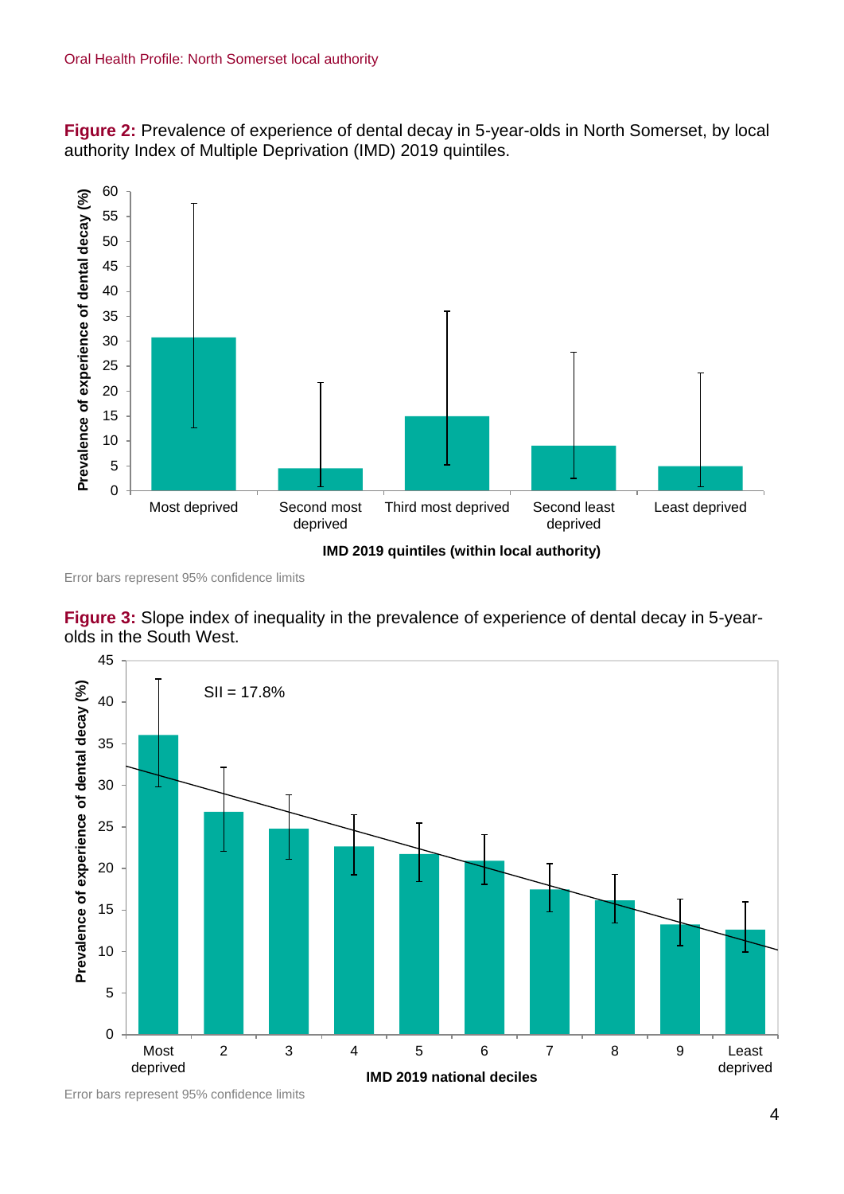**Figure 2:** Prevalence of experience of dental decay in 5-year-olds in North Somerset, by local authority Index of Multiple Deprivation (IMD) 2019 quintiles.

Error bars represent 95% confidence limits

**Figure 3:** Slope index of inequality in the prevalence of experience of dental decay in 5-year-olds in the South West.

Error bars represent 95% confidence limits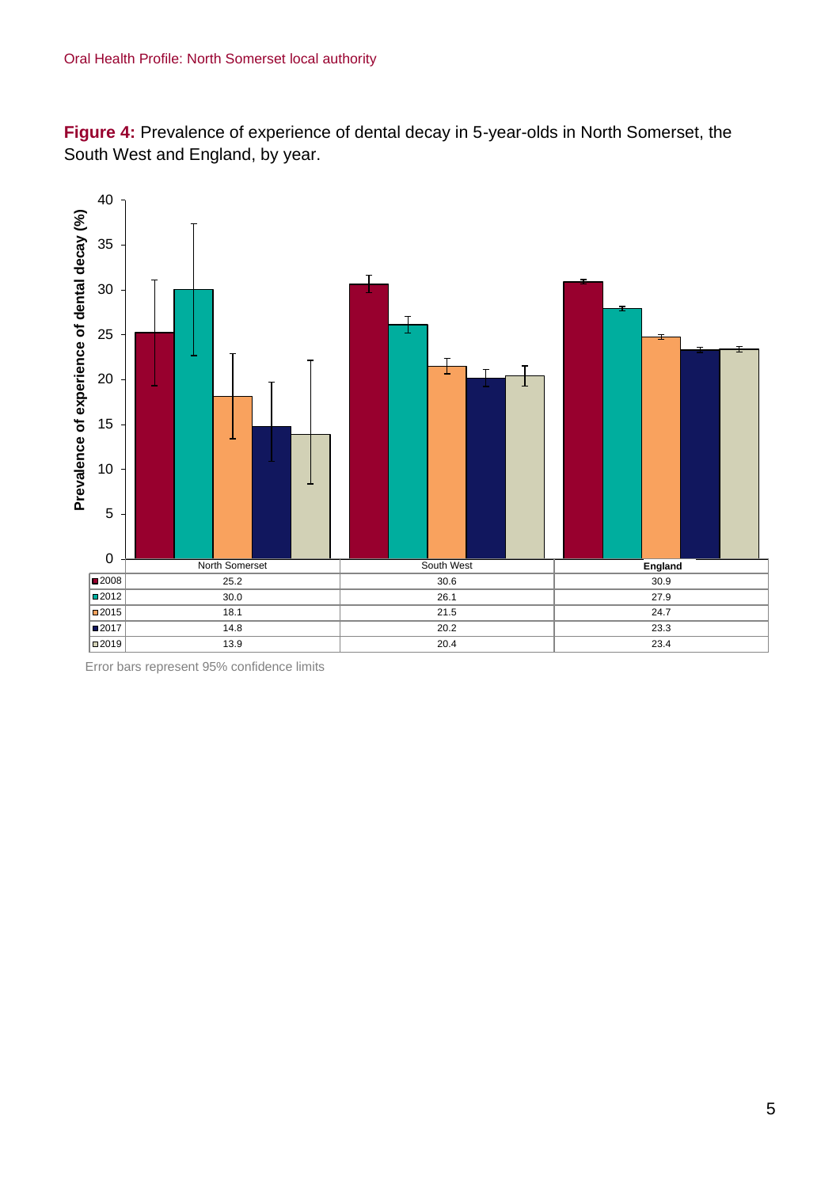**Figure 4:** Prevalence of experience of dental decay in 5-year-olds in North Somerset, the South West and England, by year.

| | North Somerset | South West | England |
|---|---|---|---|
| 2008 | 25.2 | 30.6 | 30.9 |
| 2012 | 30.0 | 26.1 | 27.9 |
| 2015 | 18.1 | 21.5 | 24.7 |
| 2017 | 14.8 | 20.2 | 23.3 |
| 2019 | 13.9 | 20.4 | 23.4 |

Error bars represent 95% confidence limits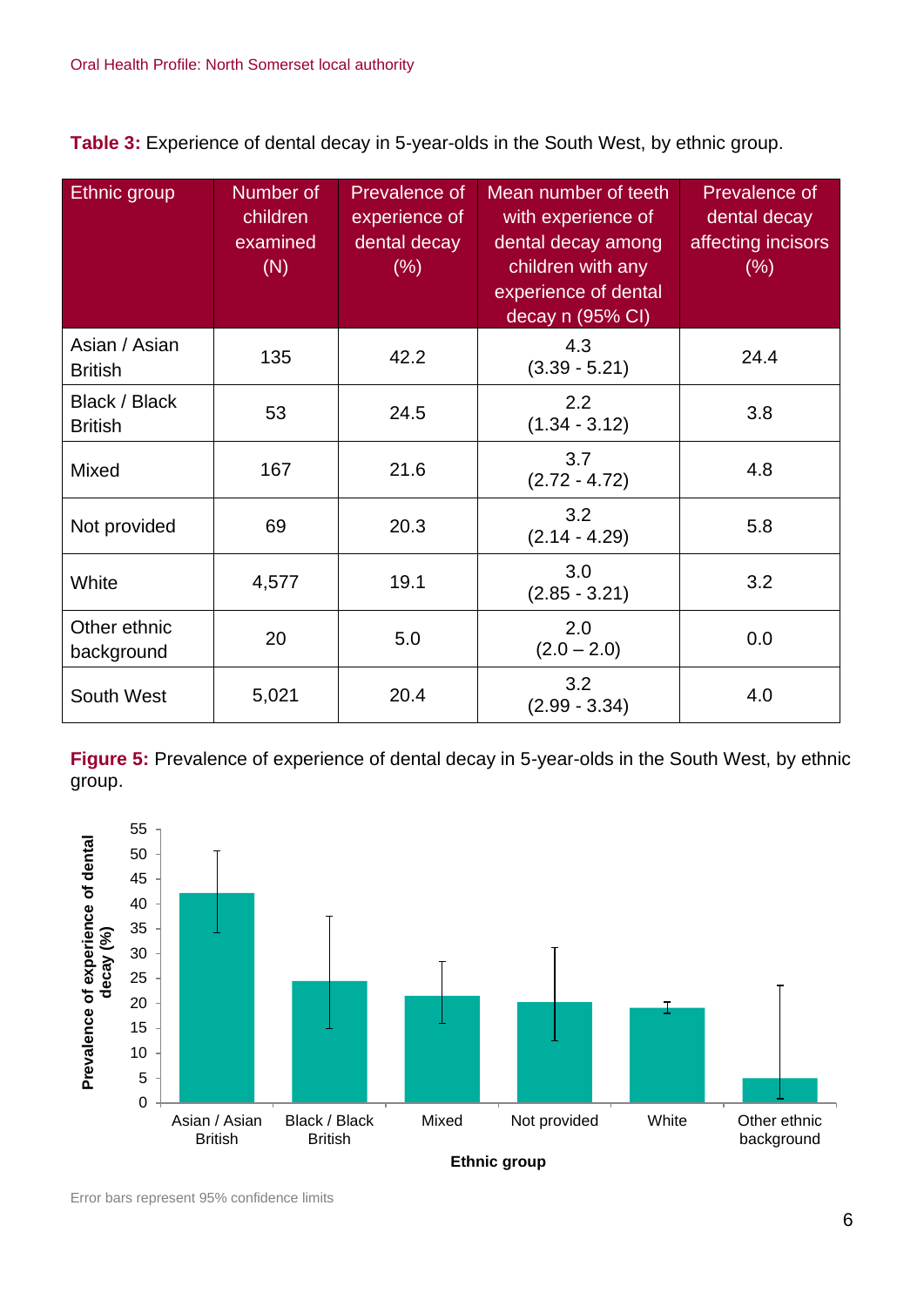**Table 3:** Experience of dental decay in 5-year-olds in the South West, by ethnic group.

| Ethnic group | Number of children examined (N) | Prevalence of experience of dental decay (%) | Mean number of teeth with experience of dental decay among children with any experience of dental decay n (95% CI) | Prevalence of dental decay affecting incisors (%) |
|---|---|---|---|---|
| Asian / Asian British | 135 | 42.2 | 4.3 (3.39 - 5.21) | 24.4 |
| Black / Black British | 53 | 24.5 | 2.2 (1.34 - 3.12) | 3.8 |
| Mixed | 167 | 21.6 | 3.7 (2.72 - 4.72) | 4.8 |
| Not provided | 69 | 20.3 | 3.2 (2.14 - 4.29) | 5.8 |
| White | 4,577 | 19.1 | 3.0 (2.85 - 3.21) | 3.2 |
| Other ethnic background | 20 | 5.0 | 2.0 (2.0 – 2.0) | 0.0 |
| South West | 5,021 | 20.4 | 3.2 (2.99 - 3.34) | 4.0 |

**Figure 5:** Prevalence of experience of dental decay in 5-year-olds in the South West, by ethnic group.

Error bars represent 95% confidence limits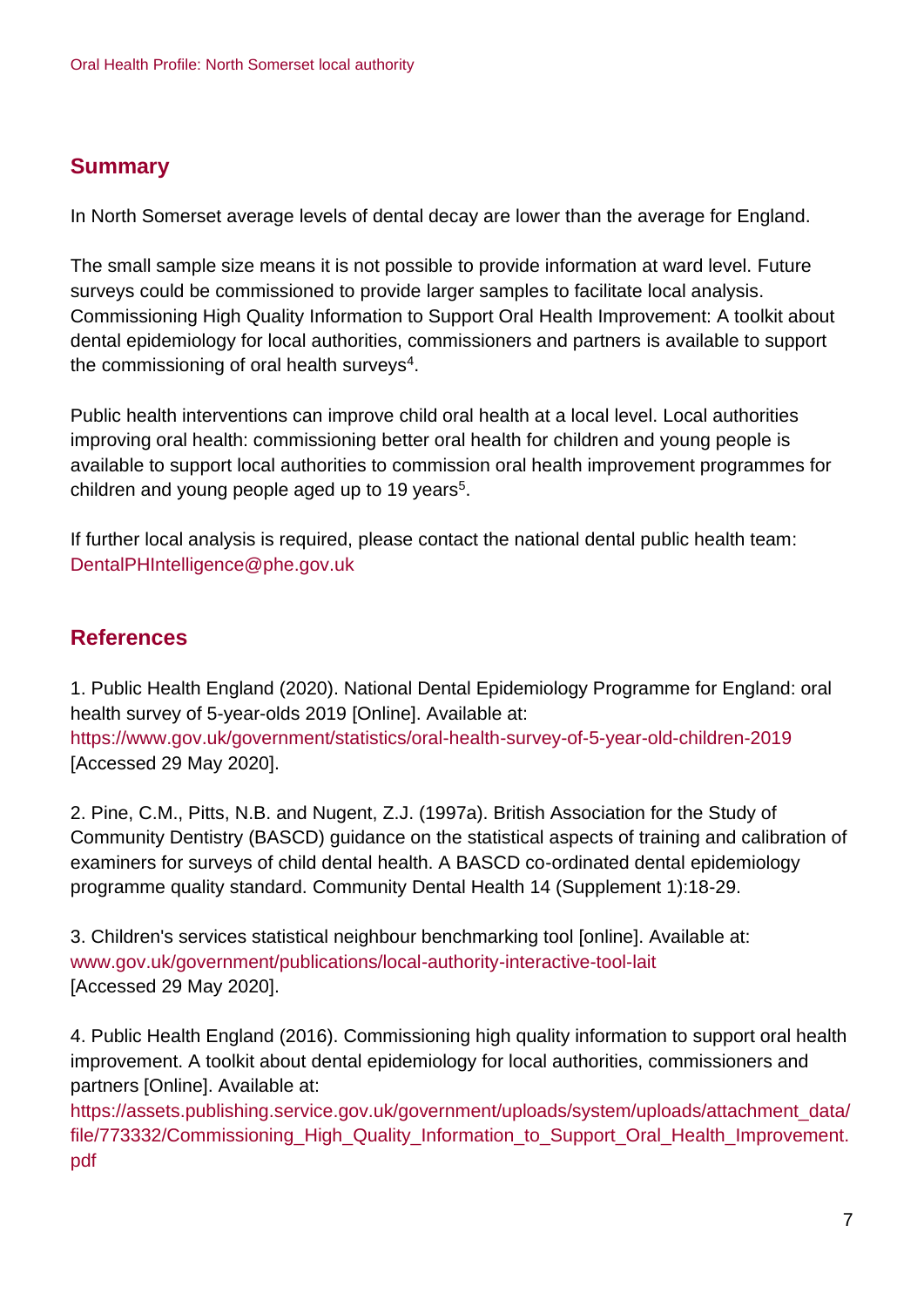## Summary

In North Somerset average levels of dental decay are lower than the average for England.

The small sample size means it is not possible to provide information at ward level. Future surveys could be commissioned to provide larger samples to facilitate local analysis. Commissioning High Quality Information to Support Oral Health Improvement: A toolkit about dental epidemiology for local authorities, commissioners and partners is available to support the commissioning of oral health surveys[4].

Public health interventions can improve child oral health at a local level. Local authorities improving oral health: commissioning better oral health for children and young people is available to support local authorities to commission oral health improvement programmes for children and young people aged up to 19 years[5].

If further local analysis is required, please contact the national dental public health team: DentalPHIntelligence@phe.gov.uk

## References

1. Public Health England (2020). National Dental Epidemiology Programme for England: oral health survey of 5-year-olds 2019 [Online]. Available at: https://www.gov.uk/government/statistics/oral-health-survey-of-5-year-old-children-2019 [Accessed 29 May 2020].

2. Pine, C.M., Pitts, N.B. and Nugent, Z.J. (1997a). British Association for the Study of Community Dentistry (BASCD) guidance on the statistical aspects of training and calibration of examiners for surveys of child dental health. A BASCD co-ordinated dental epidemiology programme quality standard. Community Dental Health 14 (Supplement 1):18-29.

3. Children's services statistical neighbour benchmarking tool [online]. Available at: www.gov.uk/government/publications/local-authority-interactive-tool-lait [Accessed 29 May 2020].

4. Public Health England (2016). Commissioning high quality information to support oral health improvement. A toolkit about dental epidemiology for local authorities, commissioners and partners [Online]. Available at: https://assets.publishing.service.gov.uk/government/uploads/system/uploads/attachment_data/file/773332/Commissioning_High_Quality_Information_to_Support_Oral_Health_Improvement.pdf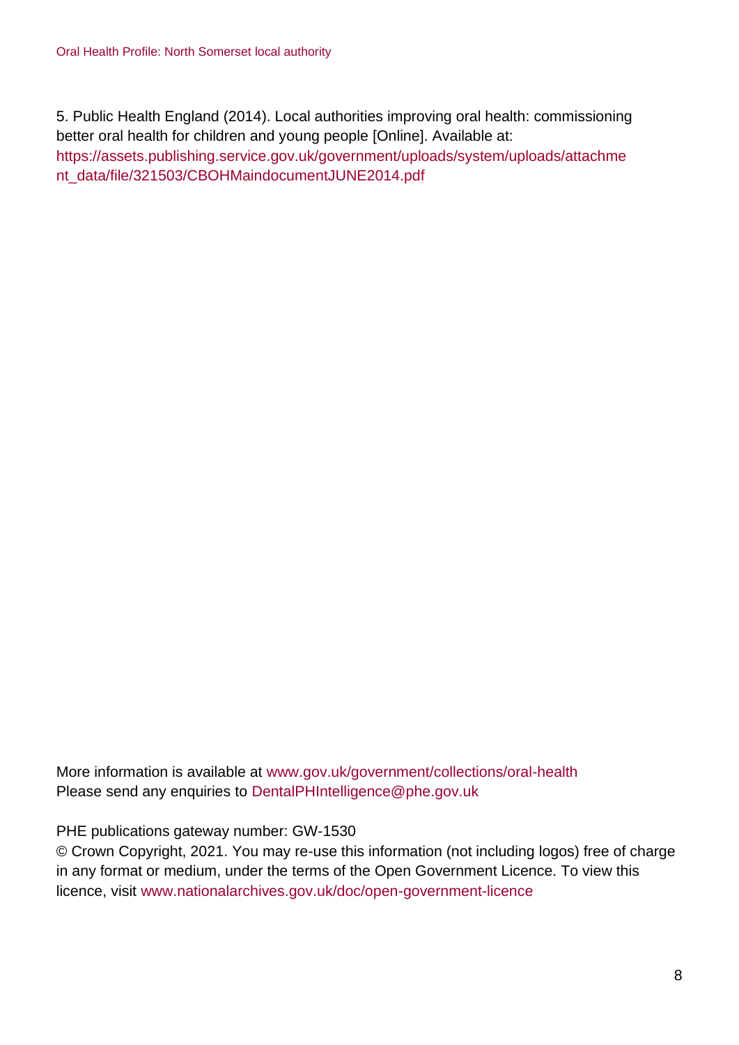5. Public Health England (2014). Local authorities improving oral health: commissioning better oral health for children and young people [Online]. Available at: https://assets.publishing.service.gov.uk/government/uploads/system/uploads/attachment_data/file/321503/CBOHMaindocumentJUNE2014.pdf

More information is available at www.gov.uk/government/collections/oral-health
Please send any enquiries to DentalPHIntelligence@phe.gov.uk

PHE publications gateway number: GW-1530
© Crown Copyright, 2021. You may re-use this information (not including logos) free of charge in any format or medium, under the terms of the Open Government Licence. To view this licence, visit www.nationalarchives.gov.uk/doc/open-government-licence